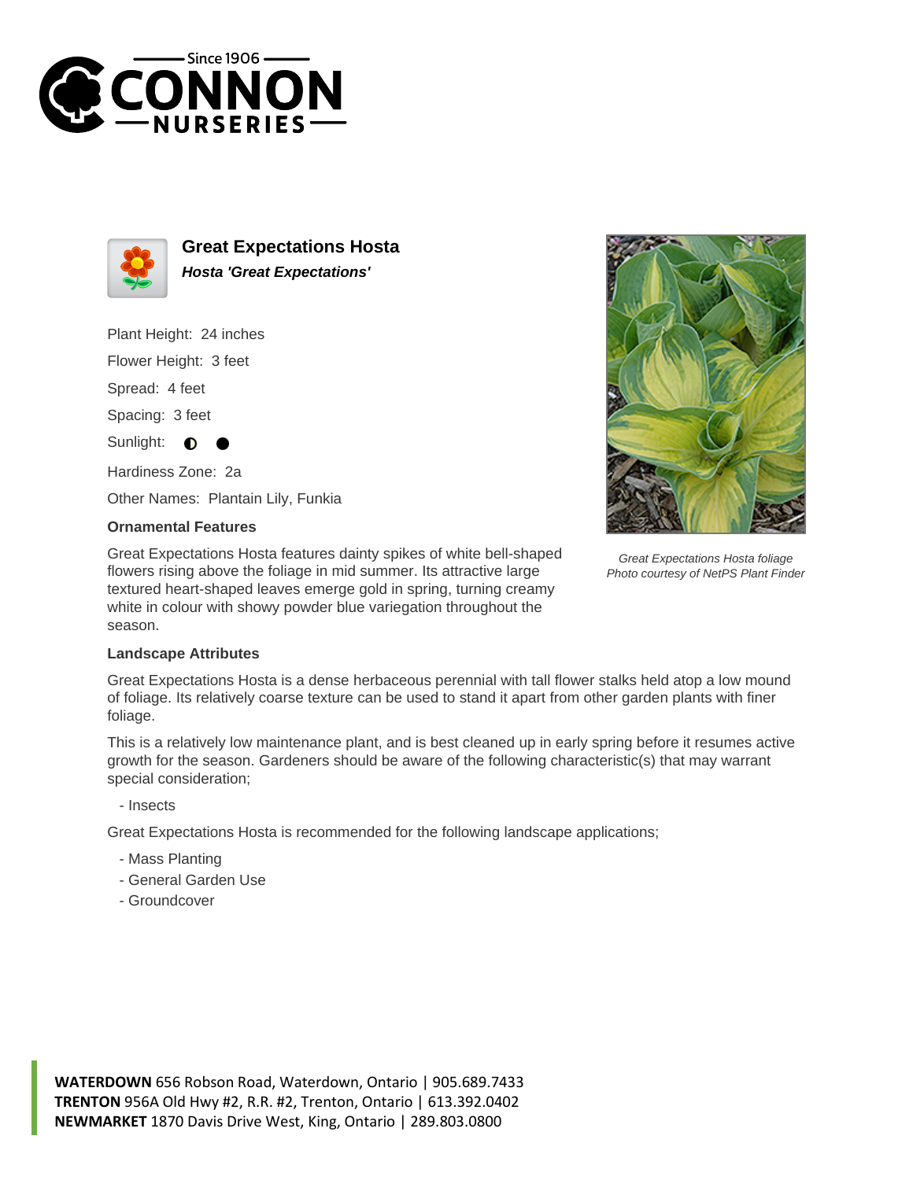Since 1906

# CONNON NURSERIES

## Great Expectations Hosta

***Hosta 'Great Expectations'***

Plant Height: 24 inches

Flower Height: 3 feet

Spread: 4 feet

Spacing: 3 feet

Sunlight: ◐ ●

Hardiness Zone: 2a

Other Names: Plantain Lily, Funkia

### Ornamental Features

Great Expectations Hosta features dainty spikes of white bell-shaped flowers rising above the foliage in mid summer. Its attractive large textured heart-shaped leaves emerge gold in spring, turning creamy white in colour with showy powder blue variegation throughout the season.

*Great Expectations Hosta foliage*
*Photo courtesy of NetPS Plant Finder*

### Landscape Attributes

Great Expectations Hosta is a dense herbaceous perennial with tall flower stalks held atop a low mound of foliage. Its relatively coarse texture can be used to stand it apart from other garden plants with finer foliage.

This is a relatively low maintenance plant, and is best cleaned up in early spring before it resumes active growth for the season. Gardeners should be aware of the following characteristic(s) that may warrant special consideration;

- Insects

Great Expectations Hosta is recommended for the following landscape applications;

- Mass Planting
- General Garden Use
- Groundcover

**WATERDOWN** 656 Robson Road, Waterdown, Ontario | 905.689.7433
**TRENTON** 956A Old Hwy #2, R.R. #2, Trenton, Ontario | 613.392.0402
**NEWMARKET** 1870 Davis Drive West, King, Ontario | 289.803.0800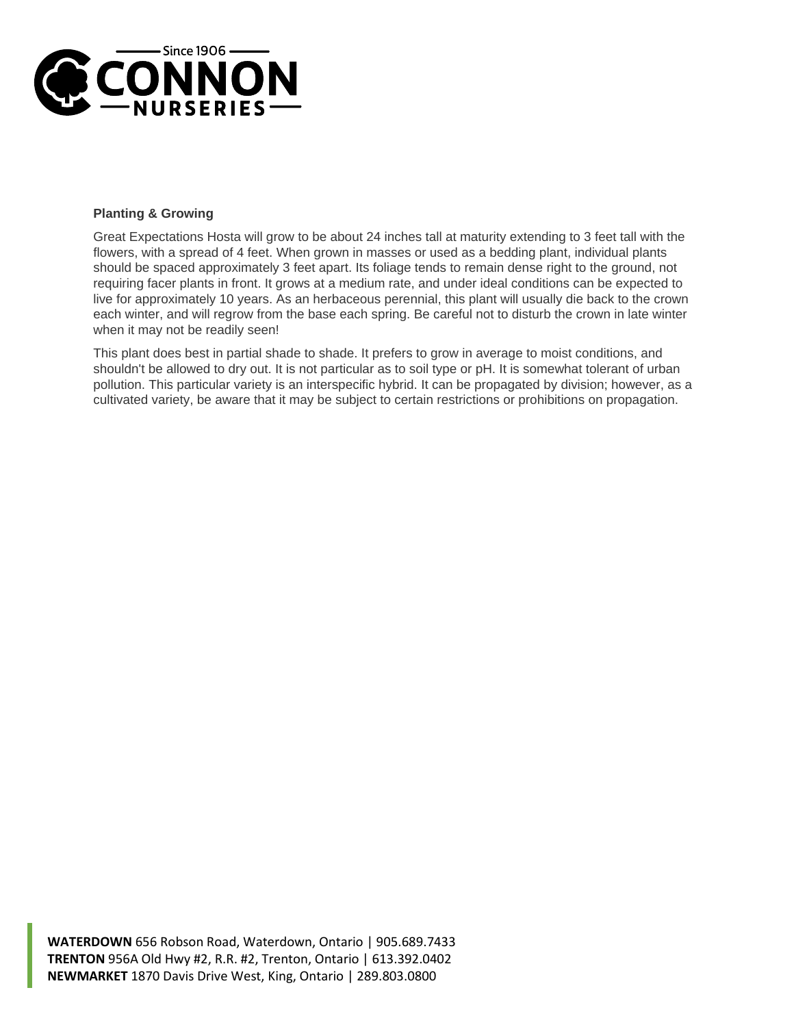### Planting & Growing

Great Expectations Hosta will grow to be about 24 inches tall at maturity extending to 3 feet tall with the flowers, with a spread of 4 feet. When grown in masses or used as a bedding plant, individual plants should be spaced approximately 3 feet apart. Its foliage tends to remain dense right to the ground, not requiring facer plants in front. It grows at a medium rate, and under ideal conditions can be expected to live for approximately 10 years. As an herbaceous perennial, this plant will usually die back to the crown each winter, and will regrow from the base each spring. Be careful not to disturb the crown in late winter when it may not be readily seen!

This plant does best in partial shade to shade. It prefers to grow in average to moist conditions, and shouldn't be allowed to dry out. It is not particular as to soil type or pH. It is somewhat tolerant of urban pollution. This particular variety is an interspecific hybrid. It can be propagated by division; however, as a cultivated variety, be aware that it may be subject to certain restrictions or prohibitions on propagation.